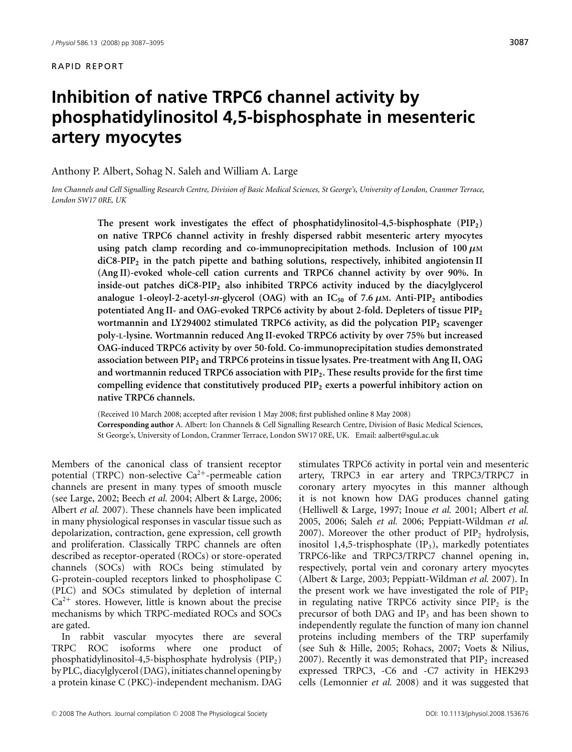RAPID REPORT

# Inhibition of native TRPC6 channel activity by phosphatidylinositol 4,5-bisphosphate in mesenteric artery myocytes

Anthony P. Albert, Sohag N. Saleh and William A. Large

*Ion Channels and Cell Signalling Research Centre, Division of Basic Medical Sciences, St George's, University of London, Cranmer Terrace, London SW17 0RE, UK*

**The present work investigates the effect of phosphatidylinositol-4,5-bisphosphate ($PIP_2$) on native TRPC6 channel activity in freshly dispersed rabbit mesenteric artery myocytes using patch clamp recording and co-immunoprecipitation methods. Inclusion of 100 $\mu$M diC8-$PIP_2$ in the patch pipette and bathing solutions, respectively, inhibited angiotensin II (Ang II)-evoked whole-cell cation currents and TRPC6 channel activity by over 90%. In inside-out patches diC8-$PIP_2$ also inhibited TRPC6 activity induced by the diacylglycerol analogue 1-oleoyl-2-acetyl-*sn*-glycerol (OAG) with an $IC_{50}$ of 7.6 $\mu$M. Anti-$PIP_2$ antibodies potentiated Ang II- and OAG-evoked TRPC6 activity by about 2-fold. Depleters of tissue $PIP_2$ wortmannin and LY294002 stimulated TRPC6 activity, as did the polycation $PIP_2$ scavenger poly-L-lysine. Wortmannin reduced Ang II-evoked TRPC6 activity by over 75% but increased OAG-induced TRPC6 activity by over 50-fold. Co-immunoprecipitation studies demonstrated association between $PIP_2$ and TRPC6 proteins in tissue lysates. Pre-treatment with Ang II, OAG and wortmannin reduced TRPC6 association with $PIP_2$. These results provide for the first time compelling evidence that constitutively produced $PIP_2$ exerts a powerful inhibitory action on native TRPC6 channels.**

(Received 10 March 2008; accepted after revision 1 May 2008; first published online 8 May 2008)
**Corresponding author** A. Albert: Ion Channels & Cell Signalling Research Centre, Division of Basic Medical Sciences, St George's, University of London, Cranmer Terrace, London SW17 0RE, UK. Email: aalbert@sgul.ac.uk

Members of the canonical class of transient receptor potential (TRPC) non-selective $Ca^{2+}$-permeable cation channels are present in many types of smooth muscle (see Large, 2002; Beech *et al.* 2004; Albert & Large, 2006; Albert *et al.* 2007). These channels have been implicated in many physiological responses in vascular tissue such as depolarization, contraction, gene expression, cell growth and proliferation. Classically TRPC channels are often described as receptor-operated (ROCs) or store-operated channels (SOCs) with ROCs being stimulated by G-protein-coupled receptors linked to phospholipase C (PLC) and SOCs stimulated by depletion of internal $Ca^{2+}$ stores. However, little is known about the precise mechanisms by which TRPC-mediated ROCs and SOCs are gated.

In rabbit vascular myocytes there are several TRPC ROC isoforms where one product of phosphatidylinositol-4,5-bisphosphate hydrolysis ($PIP_2$) by PLC, diacylglycerol (DAG), initiates channel opening by a protein kinase C (PKC)-independent mechanism. DAG stimulates TRPC6 activity in portal vein and mesenteric artery, TRPC3 in ear artery and TRPC3/TRPC7 in coronary artery myocytes in this manner although it is not known how DAG produces channel gating (Helliwell & Large, 1997; Inoue *et al.* 2001; Albert *et al.* 2005, 2006; Saleh *et al.* 2006; Peppiatt-Wildman *et al.* 2007). Moreover the other product of $PIP_2$ hydrolysis, inositol 1,4,5-trisphosphate ($IP_3$), markedly potentiates TRPC6-like and TRPC3/TRPC7 channel opening in, respectively, portal vein and coronary artery myocytes (Albert & Large, 2003; Peppiatt-Wildman *et al.* 2007). In the present work we have investigated the role of $PIP_2$ in regulating native TRPC6 activity since $PIP_2$ is the precursor of both DAG and $IP_3$ and has been shown to independently regulate the function of many ion channel proteins including members of the TRP superfamily (see Suh & Hille, 2005; Rohacs, 2007; Voets & Nilius, 2007). Recently it was demonstrated that $PIP_2$ increased expressed TRPC3, -C6 and -C7 activity in HEK293 cells (Lemonnier *et al.* 2008) and it was suggested that

© 2008 The Authors. Journal compilation © 2008 The Physiological Society DOI: 10.1113/jphysiol.2008.153676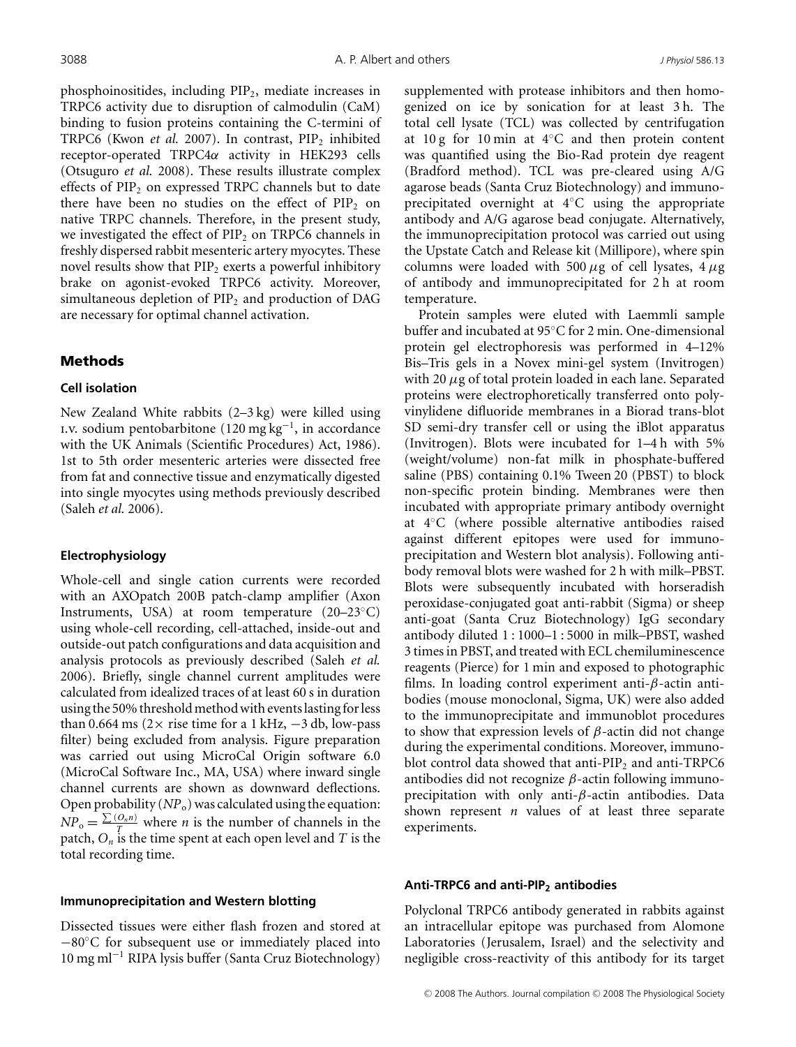phosphoinositides, including $PIP_2$, mediate increases in TRPC6 activity due to disruption of calmodulin (CaM) binding to fusion proteins containing the C-termini of TRPC6 (Kwon *et al.* 2007). In contrast, $PIP_2$ inhibited receptor-operated TRPC4α activity in HEK293 cells (Otsuguro *et al.* 2008). These results illustrate complex effects of $PIP_2$ on expressed TRPC channels but to date there have been no studies on the effect of $PIP_2$ on native TRPC channels. Therefore, in the present study, we investigated the effect of $PIP_2$ on TRPC6 channels in freshly dispersed rabbit mesenteric artery myocytes. These novel results show that $PIP_2$ exerts a powerful inhibitory brake on agonist-evoked TRPC6 activity. Moreover, simultaneous depletion of $PIP_2$ and production of DAG are necessary for optimal channel activation.

## Methods

### Cell isolation

New Zealand White rabbits (2–3 kg) were killed using I.V. sodium pentobarbitone (120 mg $kg^{-1}$, in accordance with the UK Animals (Scientific Procedures) Act, 1986). 1st to 5th order mesenteric arteries were dissected free from fat and connective tissue and enzymatically digested into single myocytes using methods previously described (Saleh *et al.* 2006).

### Electrophysiology

Whole-cell and single cation currents were recorded with an AXOpatch 200B patch-clamp amplifier (Axon Instruments, USA) at room temperature (20–23°C) using whole-cell recording, cell-attached, inside-out and outside-out patch configurations and data acquisition and analysis protocols as previously described (Saleh *et al.* 2006). Briefly, single channel current amplitudes were calculated from idealized traces of at least 60 s in duration using the 50% threshold method with events lasting for less than 0.664 ms (2× rise time for a 1 kHz, −3 db, low-pass filter) being excluded from analysis. Figure preparation was carried out using MicroCal Origin software 6.0 (MicroCal Software Inc., MA, USA) where inward single channel currents are shown as downward deflections. Open probability ($NP_o$) was calculated using the equation: $NP_o = \frac{\sum(O_n n)}{T}$ where $n$ is the number of channels in the patch, $O_n$ is the time spent at each open level and $T$ is the total recording time.

### Immunoprecipitation and Western blotting

Dissected tissues were either flash frozen and stored at −80°C for subsequent use or immediately placed into 10 mg $ml^{-1}$ RIPA lysis buffer (Santa Cruz Biotechnology) supplemented with protease inhibitors and then homogenized on ice by sonication for at least 3 h. The total cell lysate (TCL) was collected by centrifugation at 10 g for 10 min at 4°C and then protein content was quantified using the Bio-Rad protein dye reagent (Bradford method). TCL was pre-cleared using A/G agarose beads (Santa Cruz Biotechnology) and immunoprecipitated overnight at 4°C using the appropriate antibody and A/G agarose bead conjugate. Alternatively, the immunoprecipitation protocol was carried out using the Upstate Catch and Release kit (Millipore), where spin columns were loaded with 500 μg of cell lysates, 4 μg of antibody and immunoprecipitated for 2 h at room temperature.

Protein samples were eluted with Laemmli sample buffer and incubated at 95°C for 2 min. One-dimensional protein gel electrophoresis was performed in 4–12% Bis–Tris gels in a Novex mini-gel system (Invitrogen) with 20 μg of total protein loaded in each lane. Separated proteins were electrophoretically transferred onto polyvinylidene difluoride membranes in a Biorad trans-blot SD semi-dry transfer cell or using the iBlot apparatus (Invitrogen). Blots were incubated for 1–4 h with 5% (weight/volume) non-fat milk in phosphate-buffered saline (PBS) containing 0.1% Tween 20 (PBST) to block non-specific protein binding. Membranes were then incubated with appropriate primary antibody overnight at 4°C (where possible alternative antibodies raised against different epitopes were used for immunoprecipitation and Western blot analysis). Following antibody removal blots were washed for 2 h with milk–PBST. Blots were subsequently incubated with horseradish peroxidase-conjugated goat anti-rabbit (Sigma) or sheep anti-goat (Santa Cruz Biotechnology) IgG secondary antibody diluted 1 : 1000–1 : 5000 in milk–PBST, washed 3 times in PBST, and treated with ECL chemiluminescence reagents (Pierce) for 1 min and exposed to photographic films. In loading control experiment anti-β-actin antibodies (mouse monoclonal, Sigma, UK) were also added to the immunoprecipitate and immunoblot procedures to show that expression levels of β-actin did not change during the experimental conditions. Moreover, immunoblot control data showed that anti-$PIP_2$ and anti-TRPC6 antibodies did not recognize β-actin following immunoprecipitation with only anti-β-actin antibodies. Data shown represent $n$ values of at least three separate experiments.

### Anti-TRPC6 and anti-$PIP_2$ antibodies

Polyclonal TRPC6 antibody generated in rabbits against an intracellular epitope was purchased from Alomone Laboratories (Jerusalem, Israel) and the selectivity and negligible cross-reactivity of this antibody for its target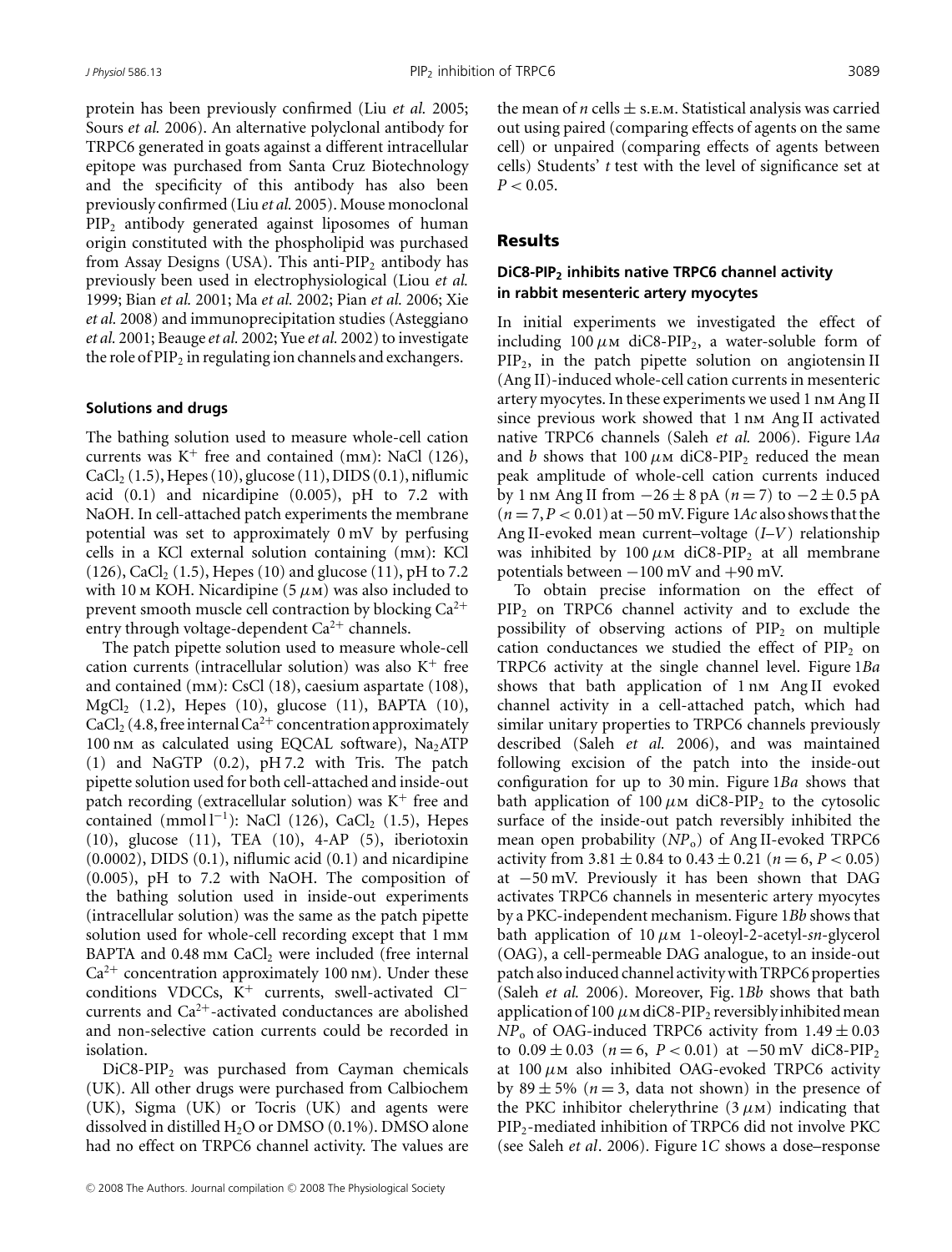protein has been previously confirmed (Liu *et al.* 2005; Sours *et al.* 2006). An alternative polyclonal antibody for TRPC6 generated in goats against a different intracellular epitope was purchased from Santa Cruz Biotechnology and the specificity of this antibody has also been previously confirmed (Liu *et al.* 2005). Mouse monoclonal $PIP_2$ antibody generated against liposomes of human origin constituted with the phospholipid was purchased from Assay Designs (USA). This anti-$PIP_2$ antibody has previously been used in electrophysiological (Liou *et al.* 1999; Bian *et al.* 2001; Ma *et al.* 2002; Pian *et al.* 2006; Xie *et al.* 2008) and immunoprecipitation studies (Asteggiano *et al.* 2001; Beauge *et al.* 2002; Yue *et al.* 2002) to investigate the role of $PIP_2$ in regulating ion channels and exchangers.

### Solutions and drugs

The bathing solution used to measure whole-cell cation currents was $K^+$ free and contained (mM): NaCl (126), $CaCl_2$ (1.5), Hepes (10), glucose (11), DIDS (0.1), niflumic acid (0.1) and nicardipine (0.005), pH to 7.2 with NaOH. In cell-attached patch experiments the membrane potential was set to approximately 0 mV by perfusing cells in a KCl external solution containing (mM): KCl (126), $CaCl_2$ (1.5), Hepes (10) and glucose (11), pH to 7.2 with 10 M KOH. Nicardipine (5 $\mu$M) was also included to prevent smooth muscle cell contraction by blocking $Ca^{2+}$ entry through voltage-dependent $Ca^{2+}$ channels.

The patch pipette solution used to measure whole-cell cation currents (intracellular solution) was also $K^+$ free and contained (mM): CsCl (18), caesium aspartate (108), $MgCl_2$ (1.2), Hepes (10), glucose (11), BAPTA (10), $CaCl_2$ (4.8, free internal $Ca^{2+}$ concentration approximately 100 nM as calculated using EQCAL software), $Na_2ATP$ (1) and NaGTP (0.2), pH 7.2 with Tris. The patch pipette solution used for both cell-attached and inside-out patch recording (extracellular solution) was $K^+$ free and contained (mmol $l^{-1}$): NaCl (126), $CaCl_2$ (1.5), Hepes (10), glucose (11), TEA (10), 4-AP (5), iberiotoxin (0.0002), DIDS (0.1), niflumic acid (0.1) and nicardipine (0.005), pH to 7.2 with NaOH. The composition of the bathing solution used in inside-out experiments (intracellular solution) was the same as the patch pipette solution used for whole-cell recording except that 1 mM BAPTA and 0.48 mM $CaCl_2$ were included (free internal $Ca^{2+}$ concentration approximately 100 nM). Under these conditions VDCCs, $K^+$ currents, swell-activated $Cl^-$ currents and $Ca^{2+}$-activated conductances are abolished and non-selective cation currents could be recorded in isolation.

DiC8-$PIP_2$ was purchased from Cayman chemicals (UK). All other drugs were purchased from Calbiochem (UK), Sigma (UK) or Tocris (UK) and agents were dissolved in distilled $H_2O$ or DMSO (0.1%). DMSO alone had no effect on TRPC6 channel activity. The values are the mean of *n* cells ± S.E.M. Statistical analysis was carried out using paired (comparing effects of agents on the same cell) or unpaired (comparing effects of agents between cells) Students' *t* test with the level of significance set at $P < 0.05$.

## Results

### DiC8-$PIP_2$ inhibits native TRPC6 channel activity in rabbit mesenteric artery myocytes

In initial experiments we investigated the effect of including 100 $\mu$M diC8-$PIP_2$, a water-soluble form of $PIP_2$, in the patch pipette solution on angiotensin II (Ang II)-induced whole-cell cation currents in mesenteric artery myocytes. In these experiments we used 1 nM Ang II since previous work showed that 1 nM Ang II activated native TRPC6 channels (Saleh *et al.* 2006). Figure 1*Aa* and *b* shows that 100 $\mu$M diC8-$PIP_2$ reduced the mean peak amplitude of whole-cell cation currents induced by 1 nM Ang II from $-26 \pm 8$ pA ($n = 7$) to $-2 \pm 0.5$ pA ($n = 7$, $P < 0.01$) at $-50$ mV. Figure 1*Ac* also shows that the Ang II-evoked mean current–voltage (*I–V*) relationship was inhibited by 100 $\mu$M diC8-$PIP_2$ at all membrane potentials between $-100$ mV and $+90$ mV.

To obtain precise information on the effect of $PIP_2$ on TRPC6 channel activity and to exclude the possibility of observing actions of $PIP_2$ on multiple cation conductances we studied the effect of $PIP_2$ on TRPC6 activity at the single channel level. Figure 1*Ba* shows that bath application of 1 nM Ang II evoked channel activity in a cell-attached patch, which had similar unitary properties to TRPC6 channels previously described (Saleh *et al.* 2006), and was maintained following excision of the patch into the inside-out configuration for up to 30 min. Figure 1*Ba* shows that bath application of 100 $\mu$M diC8-$PIP_2$ to the cytosolic surface of the inside-out patch reversibly inhibited the mean open probability ($NP_o$) of Ang II-evoked TRPC6 activity from $3.81 \pm 0.84$ to $0.43 \pm 0.21$ ($n = 6$, $P < 0.05$) at $-50$ mV. Previously it has been shown that DAG activates TRPC6 channels in mesenteric artery myocytes by a PKC-independent mechanism. Figure 1*Bb* shows that bath application of 10 $\mu$M 1-oleoyl-2-acetyl-*sn*-glycerol (OAG), a cell-permeable DAG analogue, to an inside-out patch also induced channel activity with TRPC6 properties (Saleh *et al.* 2006). Moreover, Fig. 1*Bb* shows that bath application of 100 $\mu$M diC8-$PIP_2$ reversibly inhibited mean $NP_o$ of OAG-induced TRPC6 activity from $1.49 \pm 0.03$ to $0.09 \pm 0.03$ ($n = 6$, $P < 0.01$) at $-50$ mV diC8-$PIP_2$ at 100 $\mu$M also inhibited OAG-evoked TRPC6 activity by $89 \pm 5$% ($n = 3$, data not shown) in the presence of the PKC inhibitor chelerythrine (3 $\mu$M) indicating that $PIP_2$-mediated inhibition of TRPC6 did not involve PKC (see Saleh *et al*. 2006). Figure 1*C* shows a dose–response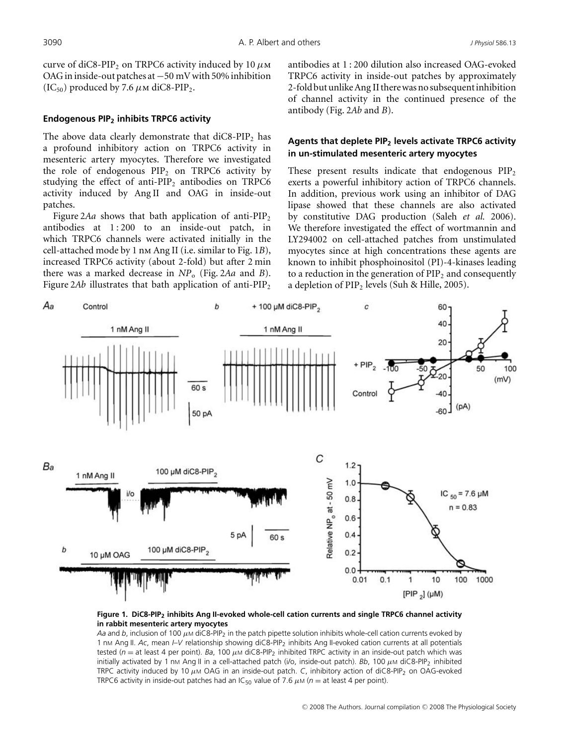curve of diC8-$PIP_2$ on TRPC6 activity induced by 10 $\mu$M OAG in inside-out patches at −50 mV with 50% inhibition ($IC_{50}$) produced by 7.6 $\mu$M diC8-$PIP_2$.

### Endogenous $PIP_2$ inhibits TRPC6 activity

The above data clearly demonstrate that diC8-$PIP_2$ has a profound inhibitory action on TRPC6 activity in mesenteric artery myocytes. Therefore we investigated the role of endogenous $PIP_2$ on TRPC6 activity by studying the effect of anti-$PIP_2$ antibodies on TRPC6 activity induced by Ang II and OAG in inside-out patches.

Figure 2*Aa* shows that bath application of anti-$PIP_2$ antibodies at 1 : 200 to an inside-out patch, in which TRPC6 channels were activated initially in the cell-attached mode by 1 nM Ang II (i.e. similar to Fig. 1*B*), increased TRPC6 activity (about 2-fold) but after 2 min there was a marked decrease in $NP_o$ (Fig. 2*Aa* and *B*). Figure 2*Ab* illustrates that bath application of anti-$PIP_2$ antibodies at 1 : 200 dilution also increased OAG-evoked TRPC6 activity in inside-out patches by approximately 2-fold but unlike Ang II there was no subsequent inhibition of channel activity in the continued presence of the antibody (Fig. 2*Ab* and *B*).

### Agents that deplete $PIP_2$ levels activate TRPC6 activity in un-stimulated mesenteric artery myocytes

These present results indicate that endogenous $PIP_2$ exerts a powerful inhibitory action of TRPC6 channels. In addition, previous work using an inhibitor of DAG lipase showed that these channels are also activated by constitutive DAG production (Saleh *et al.* 2006). We therefore investigated the effect of wortmannin and LY294002 on cell-attached patches from unstimulated myocytes since at high concentrations these agents are known to inhibit phosphoinositol (PI)-4-kinases leading to a reduction in the generation of $PIP_2$ and consequently a depletion of $PIP_2$ levels (Suh & Hille, 2005).

**Figure 1. DiC8-$PIP_2$ inhibits Ang II-evoked whole-cell cation currents and single TRPC6 channel activity in rabbit mesenteric artery myocytes**

*Aa* and *b*, inclusion of 100 $\mu$M diC8-$PIP_2$ in the patch pipette solution inhibits whole-cell cation currents evoked by 1 nM Ang II. *Ac*, mean *I–V* relationship showing diC8-$PIP_2$ inhibits Ang II-evoked cation currents at all potentials tested ($n$ = at least 4 per point). *Ba*, 100 $\mu$M diC8-$PIP_2$ inhibited TRPC activity in an inside-out patch which was initially activated by 1 nM Ang II in a cell-attached patch (i/o, inside-out patch). *Bb*, 100 $\mu$M diC8-$PIP_2$ inhibited TRPC activity induced by 10 $\mu$M OAG in an inside-out patch. *C*, inhibitory action of diC8-$PIP_2$ on OAG-evoked TRPC6 activity in inside-out patches had an $IC_{50}$ value of 7.6 $\mu$M ($n$ = at least 4 per point).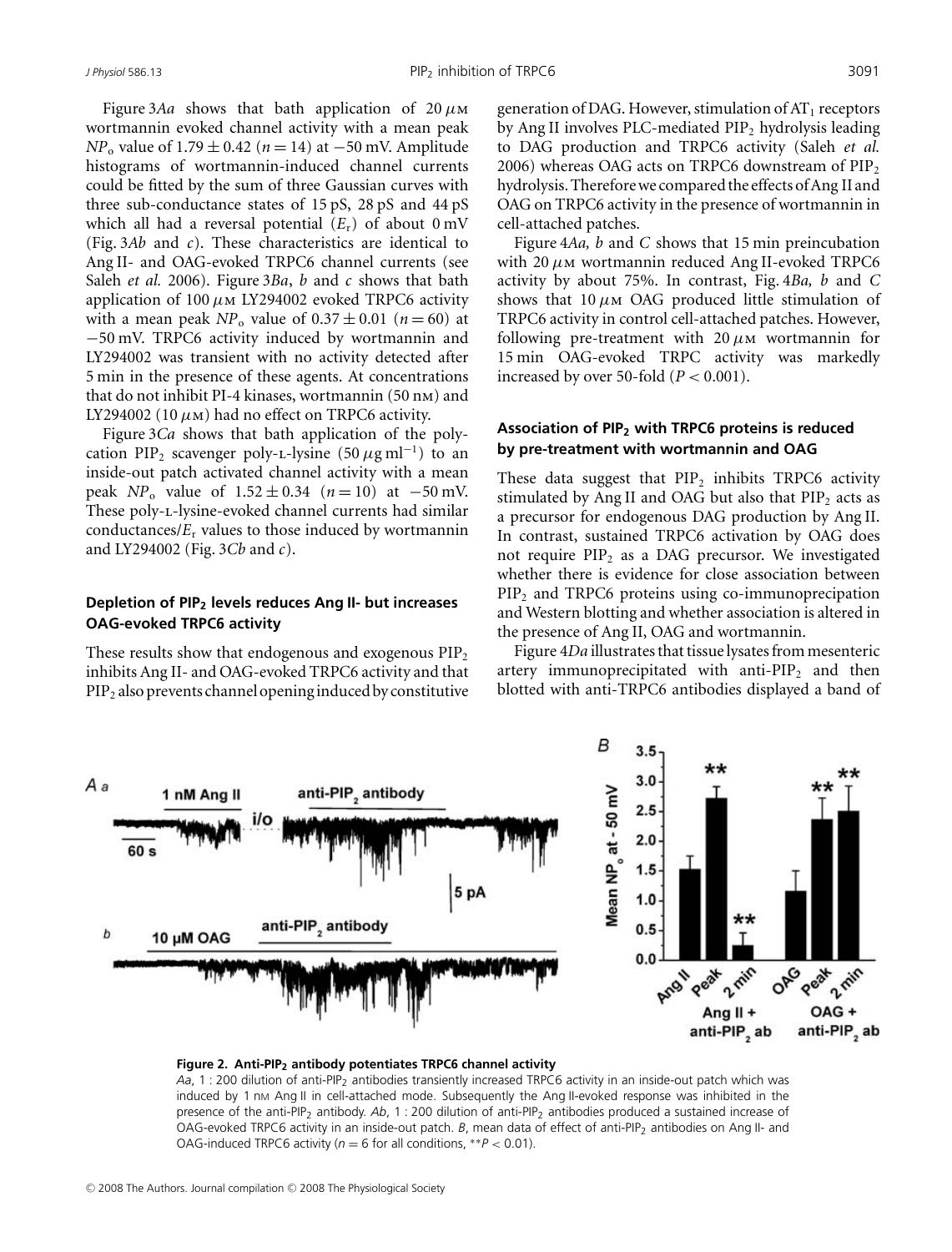Figure 3*Aa* shows that bath application of 20 μM wortmannin evoked channel activity with a mean peak $NP_o$ value of $1.79 \pm 0.42$ ($n = 14$) at −50 mV. Amplitude histograms of wortmannin-induced channel currents could be fitted by the sum of three Gaussian curves with three sub-conductance states of 15 pS, 28 pS and 44 pS which all had a reversal potential ($E_r$) of about 0 mV (Fig. 3*Ab* and *c*). These characteristics are identical to Ang II- and OAG-evoked TRPC6 channel currents (see Saleh *et al.* 2006). Figure 3*Ba*, *b* and *c* shows that bath application of 100 μM LY294002 evoked TRPC6 activity with a mean peak $NP_o$ value of $0.37 \pm 0.01$ ($n = 60$) at −50 mV. TRPC6 activity induced by wortmannin and LY294002 was transient with no activity detected after 5 min in the presence of these agents. At concentrations that do not inhibit PI-4 kinases, wortmannin (50 nM) and LY294002 (10 μM) had no effect on TRPC6 activity.

Figure 3*Ca* shows that bath application of the polycation $PIP_2$ scavenger poly-L-lysine (50 μg ml$^{-1}$) to an inside-out patch activated channel activity with a mean peak $NP_o$ value of $1.52 \pm 0.34$ ($n = 10$) at −50 mV. These poly-L-lysine-evoked channel currents had similar conductances/$E_r$ values to those induced by wortmannin and LY294002 (Fig. 3*Cb* and *c*).

### Depletion of $PIP_2$ levels reduces Ang II- but increases OAG-evoked TRPC6 activity

These results show that endogenous and exogenous $PIP_2$ inhibits Ang II- and OAG-evoked TRPC6 activity and that $PIP_2$ also prevents channel opening induced by constitutive generation of DAG. However, stimulation of $AT_1$ receptors by Ang II involves PLC-mediated $PIP_2$ hydrolysis leading to DAG production and TRPC6 activity (Saleh *et al.* 2006) whereas OAG acts on TRPC6 downstream of $PIP_2$ hydrolysis. Therefore we compared the effects of Ang II and OAG on TRPC6 activity in the presence of wortmannin in cell-attached patches.

Figure 4*Aa, b* and *C* shows that 15 min preincubation with 20 μM wortmannin reduced Ang II-evoked TRPC6 activity by about 75%. In contrast, Fig. 4*Ba, b* and *C* shows that 10 μM OAG produced little stimulation of TRPC6 activity in control cell-attached patches. However, following pre-treatment with 20 μM wortmannin for 15 min OAG-evoked TRPC activity was markedly increased by over 50-fold ($P < 0.001$).

### Association of $PIP_2$ with TRPC6 proteins is reduced by pre-treatment with wortmannin and OAG

These data suggest that $PIP_2$ inhibits TRPC6 activity stimulated by Ang II and OAG but also that $PIP_2$ acts as a precursor for endogenous DAG production by Ang II. In contrast, sustained TRPC6 activation by OAG does not require $PIP_2$ as a DAG precursor. We investigated whether there is evidence for close association between $PIP_2$ and TRPC6 proteins using co-immunoprecipitation and Western blotting and whether association is altered in the presence of Ang II, OAG and wortmannin.

Figure 4*Da* illustrates that tissue lysates from mesenteric artery immunoprecipitated with anti-$PIP_2$ and then blotted with anti-TRPC6 antibodies displayed a band of

**Figure 2. Anti-$PIP_2$ antibody potentiates TRPC6 channel activity**

*Aa*, 1 : 200 dilution of anti-$PIP_2$ antibodies transiently increased TRPC6 activity in an inside-out patch which was induced by 1 nM Ang II in cell-attached mode. Subsequently the Ang II-evoked response was inhibited in the presence of the anti-$PIP_2$ antibody. *Ab*, 1 : 200 dilution of anti-$PIP_2$ antibodies produced a sustained increase of OAG-evoked TRPC6 activity in an inside-out patch. *B*, mean data of effect of anti-$PIP_2$ antibodies on Ang II- and OAG-induced TRPC6 activity ($n = 6$ for all conditions, $^{**}P < 0.01$).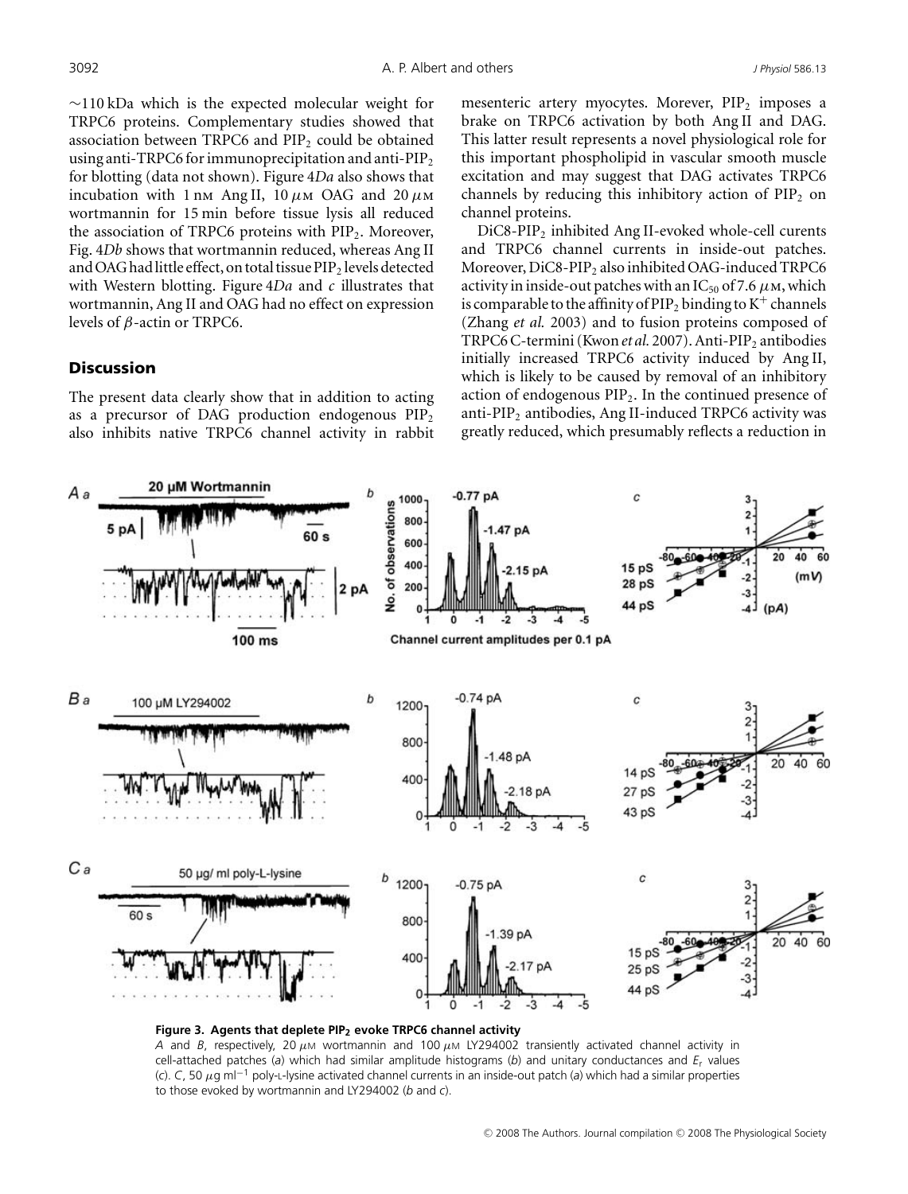~110 kDa which is the expected molecular weight for TRPC6 proteins. Complementary studies showed that association between TRPC6 and $PIP_2$ could be obtained using anti-TRPC6 for immunoprecipitation and anti-$PIP_2$ for blotting (data not shown). Figure 4*Da* also shows that incubation with 1 nM Ang II, 10 $\mu$M OAG and 20 $\mu$M wortmannin for 15 min before tissue lysis all reduced the association of TRPC6 proteins with $PIP_2$. Moreover, Fig. 4*Db* shows that wortmannin reduced, whereas Ang II and OAG had little effect, on total tissue $PIP_2$ levels detected with Western blotting. Figure 4*Da* and *c* illustrates that wortmannin, Ang II and OAG had no effect on expression levels of $\beta$-actin or TRPC6.

## Discussion

The present data clearly show that in addition to acting as a precursor of DAG production endogenous $PIP_2$ also inhibits native TRPC6 channel activity in rabbit mesenteric artery myocytes. Morever, $PIP_2$ imposes a brake on TRPC6 activation by both Ang II and DAG. This latter result represents a novel physiological role for this important phospholipid in vascular smooth muscle excitation and may suggest that DAG activates TRPC6 channels by reducing this inhibitory action of $PIP_2$ on channel proteins.

DiC8-$PIP_2$ inhibited Ang II-evoked whole-cell curents and TRPC6 channel currents in inside-out patches. Moreover, DiC8-$PIP_2$ also inhibited OAG-induced TRPC6 activity in inside-out patches with an $IC_{50}$ of 7.6 $\mu$M, which is comparable to the affinity of $PIP_2$ binding to $K^+$ channels (Zhang *et al.* 2003) and to fusion proteins composed of TRPC6 C-termini (Kwon *et al.* 2007). Anti-$PIP_2$ antibodies initially increased TRPC6 activity induced by Ang II, which is likely to be caused by removal of an inhibitory action of endogenous $PIP_2$. In the continued presence of anti-$PIP_2$ antibodies, Ang II-induced TRPC6 activity was greatly reduced, which presumably reflects a reduction in

**Figure 3. Agents that deplete $PIP_2$ evoke TRPC6 channel activity**

*A* and *B*, respectively, 20 $\mu$M wortmannin and 100 $\mu$M LY294002 transiently activated channel activity in cell-attached patches (*a*) which had similar amplitude histograms (*b*) and unitary conductances and $E_r$ values (*c*). *C*, 50 $\mu$g ml$^{-1}$ poly-L-lysine activated channel currents in an inside-out patch (*a*) which had a similar properties to those evoked by wortmannin and LY294002 (*b* and *c*).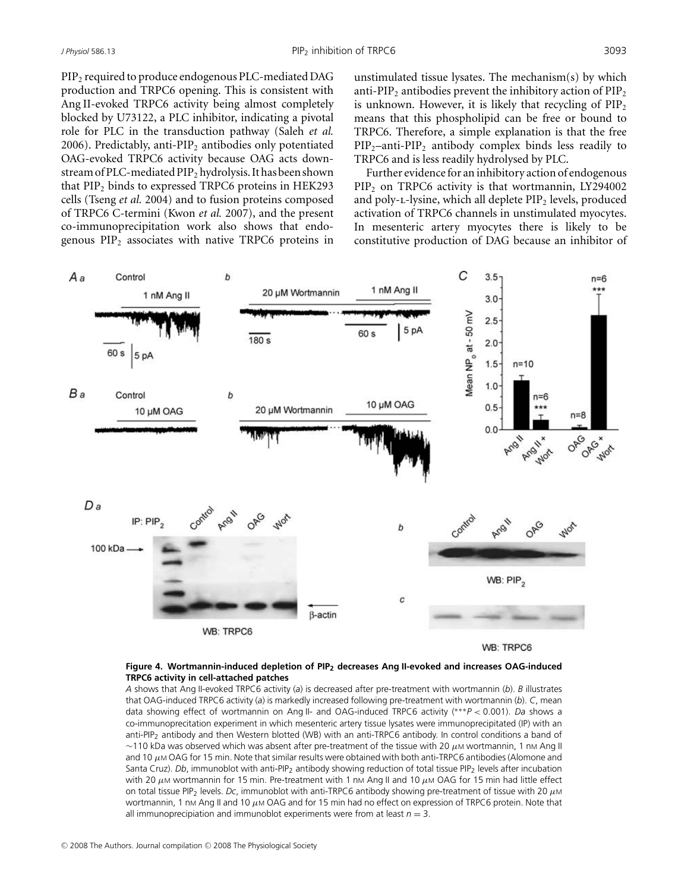$PIP_2$ required to produce endogenous PLC-mediated DAG production and TRPC6 opening. This is consistent with Ang II-evoked TRPC6 activity being almost completely blocked by U73122, a PLC inhibitor, indicating a pivotal role for PLC in the transduction pathway (Saleh *et al.* 2006). Predictably, anti-$PIP_2$ antibodies only potentiated OAG-evoked TRPC6 activity because OAG acts downstream of PLC-mediated $PIP_2$ hydrolysis. It has been shown that $PIP_2$ binds to expressed TRPC6 proteins in HEK293 cells (Tseng *et al.* 2004) and to fusion proteins composed of TRPC6 C-termini (Kwon *et al.* 2007), and the present co-immunoprecipitation work also shows that endogenous $PIP_2$ associates with native TRPC6 proteins in unstimulated tissue lysates. The mechanism(s) by which anti-$PIP_2$ antibodies prevent the inhibitory action of $PIP_2$ is unknown. However, it is likely that recycling of $PIP_2$ means that this phospholipid can be free or bound to TRPC6. Therefore, a simple explanation is that the free $PIP_2$–anti-$PIP_2$ antibody complex binds less readily to TRPC6 and is less readily hydrolysed by PLC.

Further evidence for an inhibitory action of endogenous $PIP_2$ on TRPC6 activity is that wortmannin, LY294002 and poly-L-lysine, which all deplete $PIP_2$ levels, produced activation of TRPC6 channels in unstimulated myocytes. In mesenteric artery myocytes there is likely to be constitutive production of DAG because an inhibitor of

**Figure 4. Wortmannin-induced depletion of $PIP_2$ decreases Ang II-evoked and increases OAG-induced TRPC6 activity in cell-attached patches**

*A* shows that Ang II-evoked TRPC6 activity (*a*) is decreased after pre-treatment with wortmannin (*b*). *B* illustrates that OAG-induced TRPC6 activity (*a*) is markedly increased following pre-treatment with wortmannin (*b*). *C*, mean data showing effect of wortmannin on Ang II- and OAG-induced TRPC6 activity (\*\*\*$P < 0.001$). *Da* shows a co-immunoprecitation experiment in which mesenteric artery tissue lysates were immunoprecipitated (IP) with an anti-$PIP_2$ antibody and then Western blotted (WB) with an anti-TRPC6 antibody. In control conditions a band of ~110 kDa was observed which was absent after pre-treatment of the tissue with 20 μM wortmannin, 1 nM Ang II and 10 μM OAG for 15 min. Note that similar results were obtained with both anti-TRPC6 antibodies (Alomone and Santa Cruz). *Db*, immunoblot with anti-$PIP_2$ antibody showing reduction of total tissue $PIP_2$ levels after incubation with 20 μM wortmannin for 15 min. Pre-treatment with 1 nM Ang II and 10 μM OAG for 15 min had little effect on total tissue $PIP_2$ levels. *Dc*, immunoblot with anti-TRPC6 antibody showing pre-treatment of tissue with 20 μM wortmannin, 1 nM Ang II and 10 μM OAG and for 15 min had no effect on expression of TRPC6 protein. Note that all immunoprecipiation and immunoblot experiments were from at least $n = 3$.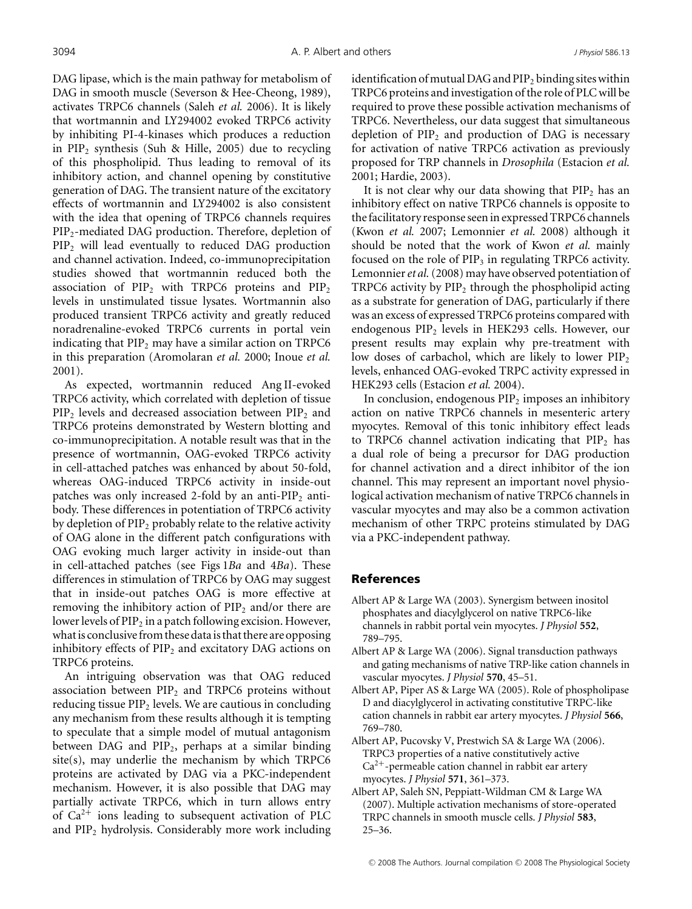DAG lipase, which is the main pathway for metabolism of DAG in smooth muscle (Severson & Hee-Cheong, 1989), activates TRPC6 channels (Saleh *et al.* 2006). It is likely that wortmannin and LY294002 evoked TRPC6 activity by inhibiting PI-4-kinases which produces a reduction in $PIP_2$ synthesis (Suh & Hille, 2005) due to recycling of this phospholipid. Thus leading to removal of its inhibitory action, and channel opening by constitutive generation of DAG. The transient nature of the excitatory effects of wortmannin and LY294002 is also consistent with the idea that opening of TRPC6 channels requires $PIP_2$-mediated DAG production. Therefore, depletion of $PIP_2$ will lead eventually to reduced DAG production and channel activation. Indeed, co-immunoprecipitation studies showed that wortmannin reduced both the association of $PIP_2$ with TRPC6 proteins and $PIP_2$ levels in unstimulated tissue lysates. Wortmannin also produced transient TRPC6 activity and greatly reduced noradrenaline-evoked TRPC6 currents in portal vein indicating that $PIP_2$ may have a similar action on TRPC6 in this preparation (Aromolaran *et al.* 2000; Inoue *et al.* 2001).

As expected, wortmannin reduced Ang II-evoked TRPC6 activity, which correlated with depletion of tissue $PIP_2$ levels and decreased association between $PIP_2$ and TRPC6 proteins demonstrated by Western blotting and co-immunoprecipitation. A notable result was that in the presence of wortmannin, OAG-evoked TRPC6 activity in cell-attached patches was enhanced by about 50-fold, whereas OAG-induced TRPC6 activity in inside-out patches was only increased 2-fold by an anti-$PIP_2$ antibody. These differences in potentiation of TRPC6 activity by depletion of $PIP_2$ probably relate to the relative activity of OAG alone in the different patch configurations with OAG evoking much larger activity in inside-out than in cell-attached patches (see Figs 1*Ba* and 4*Ba*). These differences in stimulation of TRPC6 by OAG may suggest that in inside-out patches OAG is more effective at removing the inhibitory action of $PIP_2$ and/or there are lower levels of $PIP_2$ in a patch following excision. However, what is conclusive from these data is that there are opposing inhibitory effects of $PIP_2$ and excitatory DAG actions on TRPC6 proteins.

An intriguing observation was that OAG reduced association between $PIP_2$ and TRPC6 proteins without reducing tissue $PIP_2$ levels. We are cautious in concluding any mechanism from these results although it is tempting to speculate that a simple model of mutual antagonism between DAG and $PIP_2$, perhaps at a similar binding site(s), may underlie the mechanism by which TRPC6 proteins are activated by DAG via a PKC-independent mechanism. However, it is also possible that DAG may partially activate TRPC6, which in turn allows entry of $Ca^{2+}$ ions leading to subsequent activation of PLC and $PIP_2$ hydrolysis. Considerably more work including identification of mutual DAG and $PIP_2$ binding sites within TRPC6 proteins and investigation of the role of PLC will be required to prove these possible activation mechanisms of TRPC6. Nevertheless, our data suggest that simultaneous depletion of $PIP_2$ and production of DAG is necessary for activation of native TRPC6 activation as previously proposed for TRP channels in *Drosophila* (Estacion *et al.* 2001; Hardie, 2003).

It is not clear why our data showing that $PIP_2$ has an inhibitory effect on native TRPC6 channels is opposite to the facilitatory response seen in expressed TRPC6 channels (Kwon *et al.* 2007; Lemonnier *et al.* 2008) although it should be noted that the work of Kwon *et al.* mainly focused on the role of $PIP_3$ in regulating TRPC6 activity. Lemonnier *et al.* (2008) may have observed potentiation of TRPC6 activity by $PIP_2$ through the phospholipid acting as a substrate for generation of DAG, particularly if there was an excess of expressed TRPC6 proteins compared with endogenous $PIP_2$ levels in HEK293 cells. However, our present results may explain why pre-treatment with low doses of carbachol, which are likely to lower $PIP_2$ levels, enhanced OAG-evoked TRPC activity expressed in HEK293 cells (Estacion *et al.* 2004).

In conclusion, endogenous $PIP_2$ imposes an inhibitory action on native TRPC6 channels in mesenteric artery myocytes. Removal of this tonic inhibitory effect leads to TRPC6 channel activation indicating that $PIP_2$ has a dual role of being a precursor for DAG production for channel activation and a direct inhibitor of the ion channel. This may represent an important novel physiological activation mechanism of native TRPC6 channels in vascular myocytes and may also be a common activation mechanism of other TRPC proteins stimulated by DAG via a PKC-independent pathway.

## References

Albert AP & Large WA (2003). Synergism between inositol phosphates and diacylglycerol on native TRPC6-like channels in rabbit portal vein myocytes. *J Physiol* **552**, 789–795.

Albert AP & Large WA (2006). Signal transduction pathways and gating mechanisms of native TRP-like cation channels in vascular myocytes. *J Physiol* **570**, 45–51.

Albert AP, Piper AS & Large WA (2005). Role of phospholipase D and diacylglycerol in activating constitutive TRPC-like cation channels in rabbit ear artery myocytes. *J Physiol* **566**, 769–780.

Albert AP, Pucovsky V, Prestwich SA & Large WA (2006). TRPC3 properties of a native constitutively active $Ca^{2+}$-permeable cation channel in rabbit ear artery myocytes. *J Physiol* **571**, 361–373.

Albert AP, Saleh SN, Peppiatt-Wildman CM & Large WA (2007). Multiple activation mechanisms of store-operated TRPC channels in smooth muscle cells. *J Physiol* **583**, 25–36.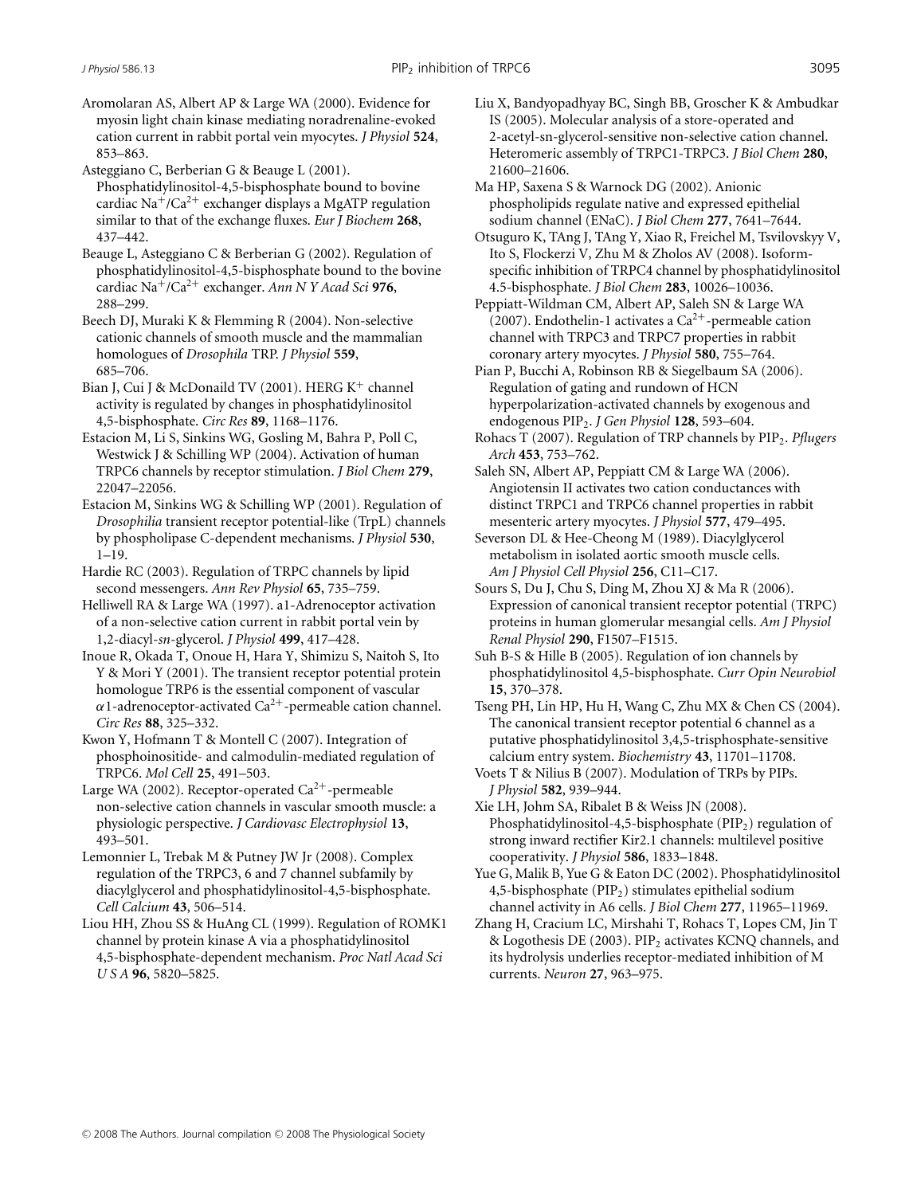Aromolaran AS, Albert AP & Large WA (2000). Evidence for myosin light chain kinase mediating noradrenaline-evoked cation current in rabbit portal vein myocytes. *J Physiol* **524**, 853–863.

Asteggiano C, Berberian G & Beauge L (2001). Phosphatidylinositol-4,5-bisphosphate bound to bovine cardiac $Na^{+}/Ca^{2+}$ exchanger displays a MgATP regulation similar to that of the exchange fluxes. *Eur J Biochem* **268**, 437–442.

Beauge L, Asteggiano C & Berberian G (2002). Regulation of phosphatidylinositol-4,5-bisphosphate bound to the bovine cardiac $Na^{+}/Ca^{2+}$ exchanger. *Ann N Y Acad Sci* **976**, 288–299.

Beech DJ, Muraki K & Flemming R (2004). Non-selective cationic channels of smooth muscle and the mammalian homologues of *Drosophila* TRP. *J Physiol* **559**, 685–706.

Bian J, Cui J & McDonaild TV (2001). HERG $K^{+}$ channel activity is regulated by changes in phosphatidylinositol 4,5-bisphosphate. *Circ Res* **89**, 1168–1176.

Estacion M, Li S, Sinkins WG, Gosling M, Bahra P, Poll C, Westwick J & Schilling WP (2004). Activation of human TRPC6 channels by receptor stimulation. *J Biol Chem* **279**, 22047–22056.

Estacion M, Sinkins WG & Schilling WP (2001). Regulation of *Drosophilia* transient receptor potential-like (TrpL) channels by phospholipase C-dependent mechanisms. *J Physiol* **530**, 1–19.

Hardie RC (2003). Regulation of TRPC channels by lipid second messengers. *Ann Rev Physiol* **65**, 735–759.

Helliwell RA & Large WA (1997). a1-Adrenoceptor activation of a non-selective cation current in rabbit portal vein by 1,2-diacyl-*sn*-glycerol. *J Physiol* **499**, 417–428.

Inoue R, Okada T, Onoue H, Hara Y, Shimizu S, Naitoh S, Ito Y & Mori Y (2001). The transient receptor potential protein homologue TRP6 is the essential component of vascular $\alpha$1-adrenoceptor-activated $Ca^{2+}$-permeable cation channel. *Circ Res* **88**, 325–332.

Kwon Y, Hofmann T & Montell C (2007). Integration of phosphoinositide- and calmodulin-mediated regulation of TRPC6. *Mol Cell* **25**, 491–503.

Large WA (2002). Receptor-operated $Ca^{2+}$-permeable non-selective cation channels in vascular smooth muscle: a physiologic perspective. *J Cardiovasc Electrophysiol* **13**, 493–501.

Lemonnier L, Trebak M & Putney JW Jr (2008). Complex regulation of the TRPC3, 6 and 7 channel subfamily by diacylglycerol and phosphatidylinositol-4,5-bisphosphate. *Cell Calcium* **43**, 506–514.

Liou HH, Zhou SS & HuAng CL (1999). Regulation of ROMK1 channel by protein kinase A via a phosphatidylinositol 4,5-bisphosphate-dependent mechanism. *Proc Natl Acad Sci U S A* **96**, 5820–5825.

Liu X, Bandyopadhyay BC, Singh BB, Groscher K & Ambudkar IS (2005). Molecular analysis of a store-operated and 2-acetyl-sn-glycerol-sensitive non-selective cation channel. Heteromeric assembly of TRPC1-TRPC3. *J Biol Chem* **280**, 21600–21606.

Ma HP, Saxena S & Warnock DG (2002). Anionic phospholipids regulate native and expressed epithelial sodium channel (ENaC). *J Biol Chem* **277**, 7641–7644.

Otsuguro K, TAng J, TAng Y, Xiao R, Freichel M, Tsvilovskyy V, Ito S, Flockerzi V, Zhu M & Zholos AV (2008). Isoform-specific inhibition of TRPC4 channel by phosphatidylinositol 4.5-bisphosphate. *J Biol Chem* **283**, 10026–10036.

Peppiatt-Wildman CM, Albert AP, Saleh SN & Large WA (2007). Endothelin-1 activates a $Ca^{2+}$-permeable cation channel with TRPC3 and TRPC7 properties in rabbit coronary artery myocytes. *J Physiol* **580**, 755–764.

Pian P, Bucchi A, Robinson RB & Siegelbaum SA (2006). Regulation of gating and rundown of HCN hyperpolarization-activated channels by exogenous and endogenous $PIP_2$. *J Gen Physiol* **128**, 593–604.

Rohacs T (2007). Regulation of TRP channels by $PIP_2$. *Pflugers Arch* **453**, 753–762.

Saleh SN, Albert AP, Peppiatt CM & Large WA (2006). Angiotensin II activates two cation conductances with distinct TRPC1 and TRPC6 channel properties in rabbit mesenteric artery myocytes. *J Physiol* **577**, 479–495.

Severson DL & Hee-Cheong M (1989). Diacylglycerol metabolism in isolated aortic smooth muscle cells. *Am J Physiol Cell Physiol* **256**, C11–C17.

Sours S, Du J, Chu S, Ding M, Zhou XJ & Ma R (2006). Expression of canonical transient receptor potential (TRPC) proteins in human glomerular mesangial cells. *Am J Physiol Renal Physiol* **290**, F1507–F1515.

Suh B-S & Hille B (2005). Regulation of ion channels by phosphatidylinositol 4,5-bisphosphate. *Curr Opin Neurobiol* **15**, 370–378.

Tseng PH, Lin HP, Hu H, Wang C, Zhu MX & Chen CS (2004). The canonical transient receptor potential 6 channel as a putative phosphatidylinositol 3,4,5-trisphosphate-sensitive calcium entry system. *Biochemistry* **43**, 11701–11708.

Voets T & Nilius B (2007). Modulation of TRPs by PIPs. *J Physiol* **582**, 939–944.

Xie LH, Johm SA, Ribalet B & Weiss JN (2008). Phosphatidylinositol-4,5-bisphosphate ($PIP_2$) regulation of strong inward rectifier Kir2.1 channels: multilevel positive cooperativity. *J Physiol* **586**, 1833–1848.

Yue G, Malik B, Yue G & Eaton DC (2002). Phosphatidylinositol 4,5-bisphosphate ($PIP_2$) stimulates epithelial sodium channel activity in A6 cells. *J Biol Chem* **277**, 11965–11969.

Zhang H, Cracium LC, Mirshahi T, Rohacs T, Lopes CM, Jin T & Logothesis DE (2003). $PIP_2$ activates KCNQ channels, and its hydrolysis underlies receptor-mediated inhibition of M currents. *Neuron* **27**, 963–975.